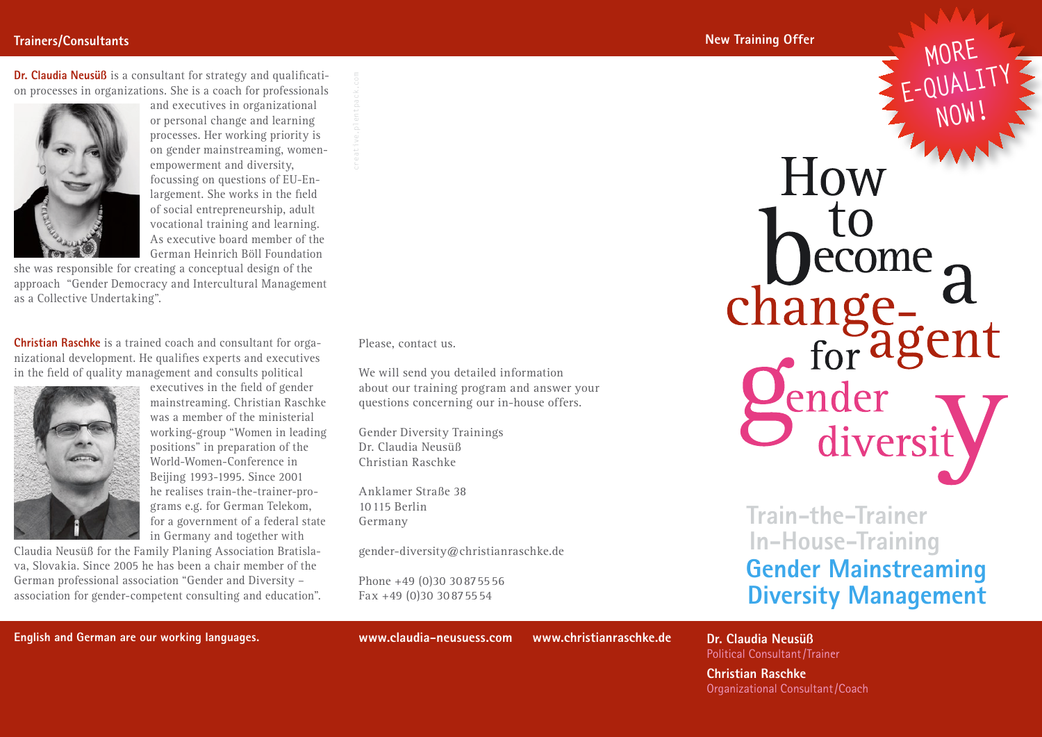## Trainers/Consultants

**Dr. Claudia Neusüß** is a consultant for strategy and qualification processes in organizations. She is a coach for professionals and executives in organizational or personal change and learning processes. Her working priority is on gender mainstreaming, women-empowerment and diversity, focussing on questions of EU-Enlargement. She works in the field of social entrepreneurship, adult vocational training and learning. As executive board member of the German Heinrich Böll Foundation she was responsible for creating a conceptual design of the approach "Gender Democracy and Intercultural Management as a Collective Undertaking".

**Christian Raschke** is a trained coach and consultant for organizational development. He qualifies experts and executives in the field of quality management and consults political executives in the field of gender mainstreaming. Christian Raschke was a member of the ministerial working-group "Women in leading positions" in preparation of the World-Women-Conference in Beijing 1993-1995. Since 2001 he realises train-the-trainer-programs e.g. for German Telekom, for a government of a federal state in Germany and together with Claudia Neusüß for the Family Planing Association Bratislava, Slovakia. Since 2005 he has been a chair member of the German professional association "Gender and Diversity – association for gender-competent consulting and education".

**English and German are our working languages.**

creative.plentpack.com

Please, contact us.

We will send you detailed information about our training program and answer your questions concerning our in-house offers.

Gender Diversity Trainings
Dr. Claudia Neusüß
Christian Raschke

Anklamer Straße 38
10 115 Berlin
Germany

gender-diversity@christianraschke.de

Phone +49 (0)30 30 87 55 56
Fax +49 (0)30 30 87 55 54

**www.claudia-neusuess.com** **www.christianraschke.de**

## New Training Offer

MORE E-QUALITY NOW!

# How to become a change-agent for gender diversity

**Train-the-Trainer**
**In-House-Training**
**Gender Mainstreaming**
**Diversity Management**

**Dr. Claudia Neusüß**
Political Consultant/Trainer

**Christian Raschke**
Organizational Consultant/Coach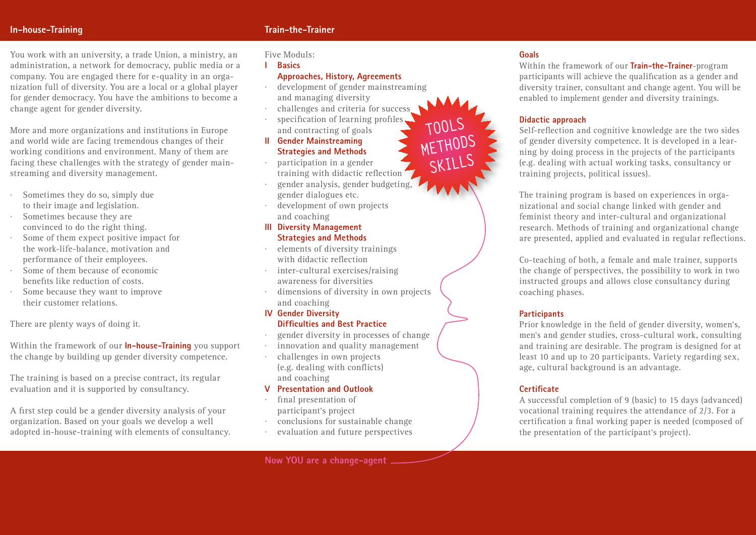## In-house-Training

You work with an university, a trade Union, a ministry, an administration, a network for democracy, public media or a company. You are engaged there for e-quality in an organization full of diversity. You are a local or a global player for gender democracy. You have the ambitions to become a change agent for gender diversity.

More and more organizations and institutions in Europe and world wide are facing tremendous changes of their working conditions and environment. Many of them are facing these challenges with the strategy of gender mainstreaming and diversity management.

- Sometimes they do so, simply due to their image and legislation.
- Sometimes because they are convinced to do the right thing.
- Some of them expect positive impact for the work-life-balance, motivation and performance of their employees.
- Some of them because of economic benefits like reduction of costs.
- Some because they want to improve their customer relations.

There are plenty ways of doing it.

Within the framework of our **In-house-Training** you support the change by building up gender diversity competence.

The training is based on a precise contract, its regular evaluation and it is supported by consultancy.

A first step could be a gender diversity analysis of your organization. Based on your goals we develop a well adopted in-house-training with elements of consultancy.

## Train-the-Trainer

Five Moduls:

**I Basics**
**Approaches, History, Agreements**
- development of gender mainstreaming and managing diversity
- challenges and criteria for success
- specification of learning profiles and contracting of goals

**II Gender Mainstreaming Strategies and Methods**
- participation in a gender training with didactic reflection
- gender analysis, gender budgeting, gender dialogues etc.
- development of own projects and coaching

**III Diversity Management Strategies and Methods**
- elements of diversity trainings with didactic reflection
- inter-cultural exercises/raising awareness for diversities
- dimensions of diversity in own projects and coaching

**IV Gender Diversity Difficulties and Best Practice**
- gender diversity in processes of change
- innovation and quality management
- challenges in own projects (e.g. dealing with conflicts) and coaching

**V Presentation and Outlook**
- final presentation of participant's project
- conclusions for sustainable change
- evaluation and future perspectives

TOOLS METHODS SKILLS

Now YOU are a change-agent

### Goals

Within the framework of our **Train-the-Trainer**-program participants will achieve the qualification as a gender and diversity trainer, consultant and change agent. You will be enabled to implement gender and diversity trainings.

### Didactic approach

Self-reflection and cognitive knowledge are the two sides of gender diversity competence. It is developed in a learning by doing process in the projects of the participants (e.g. dealing with actual working tasks, consultancy or training projects, political issues).

The training program is based on experiences in organizational and social change linked with gender and feminist theory and inter-cultural and organizational research. Methods of training and organizational change are presented, applied and evaluated in regular reflections.

Co-teaching of both, a female and male trainer, supports the change of perspectives, the possibility to work in two instructed groups and allows close consultancy during coaching phases.

### Participants

Prior knowledge in the field of gender diversity, women's, men's and gender studies, cross-cultural work, consulting and training are desirable. The program is designed for at least 10 and up to 20 participants. Variety regarding sex, age, cultural background is an advantage.

### Certificate

A successful completion of 9 (basic) to 15 days (advanced) vocational training requires the attendance of 2/3. For a certification a final working paper is needed (composed of the presentation of the participant's project).